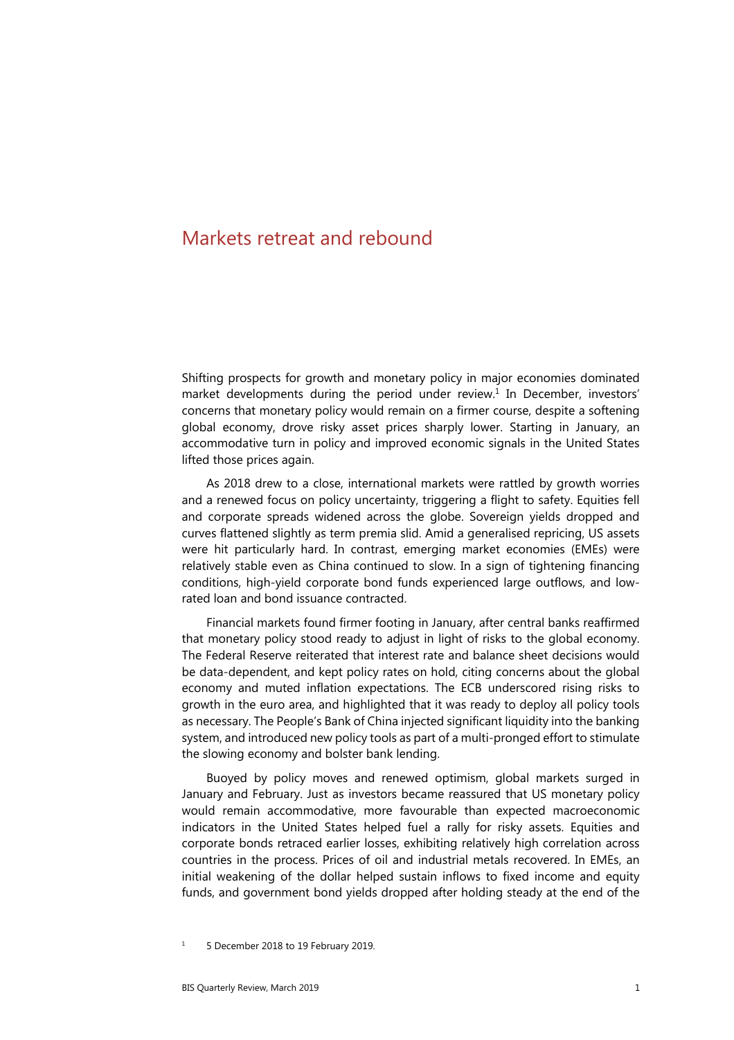# Markets retreat and rebound

Shifting prospects for growth and monetary policy in major economies dominated market developments during the period under review.[1] In December, investors' concerns that monetary policy would remain on a firmer course, despite a softening global economy, drove risky asset prices sharply lower. Starting in January, an accommodative turn in policy and improved economic signals in the United States lifted those prices again.

As 2018 drew to a close, international markets were rattled by growth worries and a renewed focus on policy uncertainty, triggering a flight to safety. Equities fell and corporate spreads widened across the globe. Sovereign yields dropped and curves flattened slightly as term premia slid. Amid a generalised repricing, US assets were hit particularly hard. In contrast, emerging market economies (EMEs) were relatively stable even as China continued to slow. In a sign of tightening financing conditions, high-yield corporate bond funds experienced large outflows, and low-rated loan and bond issuance contracted.

Financial markets found firmer footing in January, after central banks reaffirmed that monetary policy stood ready to adjust in light of risks to the global economy. The Federal Reserve reiterated that interest rate and balance sheet decisions would be data-dependent, and kept policy rates on hold, citing concerns about the global economy and muted inflation expectations. The ECB underscored rising risks to growth in the euro area, and highlighted that it was ready to deploy all policy tools as necessary. The People's Bank of China injected significant liquidity into the banking system, and introduced new policy tools as part of a multi-pronged effort to stimulate the slowing economy and bolster bank lending.

Buoyed by policy moves and renewed optimism, global markets surged in January and February. Just as investors became reassured that US monetary policy would remain accommodative, more favourable than expected macroeconomic indicators in the United States helped fuel a rally for risky assets. Equities and corporate bonds retraced earlier losses, exhibiting relatively high correlation across countries in the process. Prices of oil and industrial metals recovered. In EMEs, an initial weakening of the dollar helped sustain inflows to fixed income and equity funds, and government bond yields dropped after holding steady at the end of the

[1] 5 December 2018 to 19 February 2019.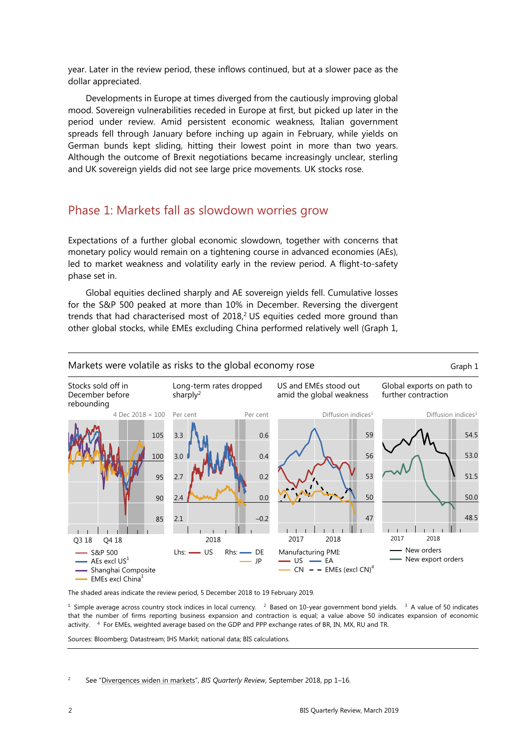year. Later in the review period, these inflows continued, but at a slower pace as the dollar appreciated.

Developments in Europe at times diverged from the cautiously improving global mood. Sovereign vulnerabilities receded in Europe at first, but picked up later in the period under review. Amid persistent economic weakness, Italian government spreads fell through January before inching up again in February, while yields on German bunds kept sliding, hitting their lowest point in more than two years. Although the outcome of Brexit negotiations became increasingly unclear, sterling and UK sovereign yields did not see large price movements. UK stocks rose.

## Phase 1: Markets fall as slowdown worries grow

Expectations of a further global economic slowdown, together with concerns that monetary policy would remain on a tightening course in advanced economies (AEs), led to market weakness and volatility early in the review period. A flight-to-safety phase set in.

Global equities declined sharply and AE sovereign yields fell. Cumulative losses for the S&P 500 peaked at more than 10% in December. Reversing the divergent trends that had characterised most of 2018,[2] US equities ceded more ground than other global stocks, while EMEs excluding China performed relatively well (Graph 1,

**Markets were volatile as risks to the global economy rose** — Graph 1

Stocks sold off in December before rebounding (4 Dec 2018 = 100) | Long-term rates dropped sharply[2] (Per cent) | US and EMEs stood out amid the global weakness (Diffusion indices[3]) | Global exports on path to further contraction (Diffusion indices[3])

Legend: S&P 500; AEs excl US[1]; Shanghai Composite; EMEs excl China[1] | Lhs: US; Rhs: DE, JP | Manufacturing PMI: US, EA, CN, EMEs (excl CN)[4] | New orders; New export orders

The shaded areas indicate the review period, 5 December 2018 to 19 February 2019.

[1] Simple average across country stock indices in local currency. [2] Based on 10-year government bond yields. [3] A value of 50 indicates that the number of firms reporting business expansion and contraction is equal; a value above 50 indicates expansion of economic activity. [4] For EMEs, weighted average based on the GDP and PPP exchange rates of BR, IN, MX, RU and TR.

Sources: Bloomberg; Datastream; IHS Markit; national data; BIS calculations.

---

[2] See "Divergences widen in markets", *BIS Quarterly Review*, September 2018, pp 1–16.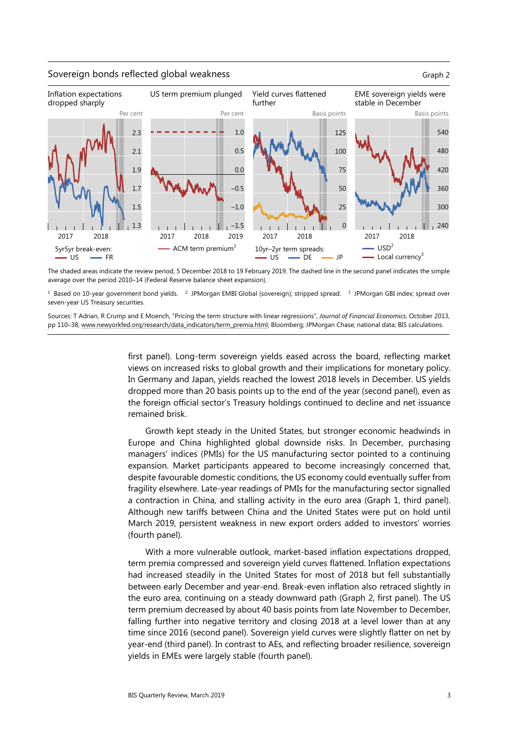Sovereign bonds reflected global weakness — Graph 2

Inflation expectations dropped sharply | US term premium plunged | Yield curves flattened further | EME sovereign yields were stable in December

5yr5yr break-even: — US — FR

— ACM term premium[1]

10yr–2yr term spreads: — US — DE — JP

— USD[2] — Local currency[3]

The shaded areas indicate the review period, 5 December 2018 to 19 February 2019. The dashed line in the second panel indicates the simple average over the period 2010–14 (Federal Reserve balance sheet expansion).

[1] Based on 10-year government bond yields. [2] JPMorgan EMBI Global (sovereign); stripped spread. [3] JPMorgan GBI index; spread over seven-year US Treasury securities.

Sources: T Adrian, R Crump and E Moench, "Pricing the term structure with linear regressions", *Journal of Financial Economics*, October 2013, pp 110–38; www.newyorkfed.org/research/data_indicators/term_premia.html; Bloomberg; JPMorgan Chase; national data; BIS calculations.

first panel). Long-term sovereign yields eased across the board, reflecting market views on increased risks to global growth and their implications for monetary policy. In Germany and Japan, yields reached the lowest 2018 levels in December. US yields dropped more than 20 basis points up to the end of the year (second panel), even as the foreign official sector's Treasury holdings continued to decline and net issuance remained brisk.

Growth kept steady in the United States, but stronger economic headwinds in Europe and China highlighted global downside risks. In December, purchasing managers' indices (PMIs) for the US manufacturing sector pointed to a continuing expansion. Market participants appeared to become increasingly concerned that, despite favourable domestic conditions, the US economy could eventually suffer from fragility elsewhere. Late-year readings of PMIs for the manufacturing sector signalled a contraction in China, and stalling activity in the euro area (Graph 1, third panel). Although new tariffs between China and the United States were put on hold until March 2019, persistent weakness in new export orders added to investors' worries (fourth panel).

With a more vulnerable outlook, market-based inflation expectations dropped, term premia compressed and sovereign yield curves flattened. Inflation expectations had increased steadily in the United States for most of 2018 but fell substantially between early December and year-end. Break-even inflation also retraced slightly in the euro area, continuing on a steady downward path (Graph 2, first panel). The US term premium decreased by about 40 basis points from late November to December, falling further into negative territory and closing 2018 at a level lower than at any time since 2016 (second panel). Sovereign yield curves were slightly flatter on net by year-end (third panel). In contrast to AEs, and reflecting broader resilience, sovereign yields in EMEs were largely stable (fourth panel).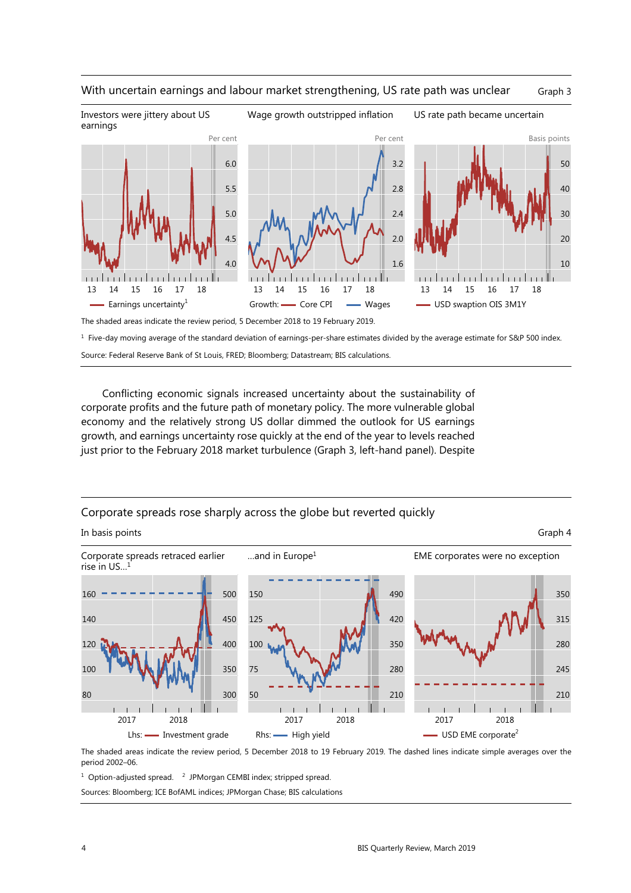## With uncertain earnings and labour market strengthening, US rate path was unclear

Graph 3

Investors were jittery about US earnings | Wage growth outstripped inflation | US rate path became uncertain

Earnings uncertainty[1] | Growth: Core CPI, Wages | USD swaption OIS 3M1Y

The shaded areas indicate the review period, 5 December 2018 to 19 February 2019.

[1] Five-day moving average of the standard deviation of earnings-per-share estimates divided by the average estimate for S&P 500 index.

Source: Federal Reserve Bank of St Louis, FRED; Bloomberg; Datastream; BIS calculations.

Conflicting economic signals increased uncertainty about the sustainability of corporate profits and the future path of monetary policy. The more vulnerable global economy and the relatively strong US dollar dimmed the outlook for US earnings growth, and earnings uncertainty rose quickly at the end of the year to levels reached just prior to the February 2018 market turbulence (Graph 3, left-hand panel). Despite

## Corporate spreads rose sharply across the globe but reverted quickly

In basis points

Graph 4

Corporate spreads retraced earlier rise in US…[1] | …and in Europe[1] | EME corporates were no exception

Lhs: Investment grade | Rhs: High yield | USD EME corporate[2]

The shaded areas indicate the review period, 5 December 2018 to 19 February 2019. The dashed lines indicate simple averages over the period 2002–06.

[1] Option-adjusted spread. [2] JPMorgan CEMBI index; stripped spread.

Sources: Bloomberg; ICE BofAML indices; JPMorgan Chase; BIS calculations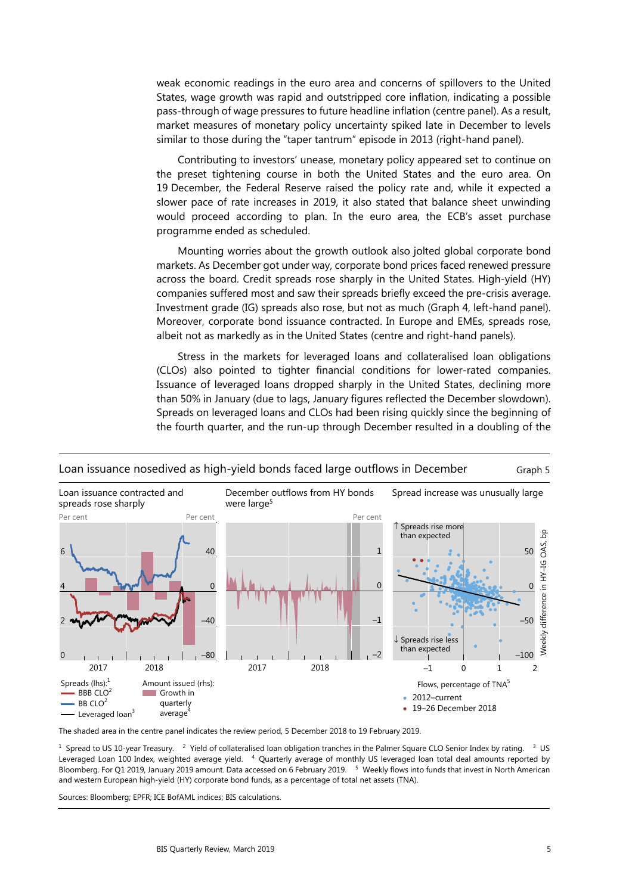weak economic readings in the euro area and concerns of spillovers to the United States, wage growth was rapid and outstripped core inflation, indicating a possible pass-through of wage pressures to future headline inflation (centre panel). As a result, market measures of monetary policy uncertainty spiked late in December to levels similar to those during the "taper tantrum" episode in 2013 (right-hand panel).

Contributing to investors' unease, monetary policy appeared set to continue on the preset tightening course in both the United States and the euro area. On 19 December, the Federal Reserve raised the policy rate and, while it expected a slower pace of rate increases in 2019, it also stated that balance sheet unwinding would proceed according to plan. In the euro area, the ECB's asset purchase programme ended as scheduled.

Mounting worries about the growth outlook also jolted global corporate bond markets. As December got under way, corporate bond prices faced renewed pressure across the board. Credit spreads rose sharply in the United States. High-yield (HY) companies suffered most and saw their spreads briefly exceed the pre-crisis average. Investment grade (IG) spreads also rose, but not as much (Graph 4, left-hand panel). Moreover, corporate bond issuance contracted. In Europe and EMEs, spreads rose, albeit not as markedly as in the United States (centre and right-hand panels).

Stress in the markets for leveraged loans and collateralised loan obligations (CLOs) also pointed to tighter financial conditions for lower-rated companies. Issuance of leveraged loans dropped sharply in the United States, declining more than 50% in January (due to lags, January figures reflected the December slowdown). Spreads on leveraged loans and CLOs had been rising quickly since the beginning of the fourth quarter, and the run-up through December resulted in a doubling of the

**Loan issuance nosedived as high-yield bonds faced large outflows in December** — Graph 5

Left-hand panel: Loan issuance contracted and spreads rose sharply

Centre panel: December outflows from HY bonds were large[5]

Right-hand panel: Spread increase was unusually large

Legend: Spreads (lhs):[1] BBB CLO[2]; BB CLO[2]; Leveraged loan[3]. Amount issued (rhs): Growth in quarterly average[4]. Right panel: 2012–current; 19–26 December 2018.

The shaded area in the centre panel indicates the review period, 5 December 2018 to 19 February 2019.

[1] Spread to US 10-year Treasury. [2] Yield of collateralised loan obligation tranches in the Palmer Square CLO Senior Index by rating. [3] US Leveraged Loan 100 Index, weighted average yield. [4] Quarterly average of monthly US leveraged loan total deal amounts reported by Bloomberg. For Q1 2019, January 2019 amount. Data accessed on 6 February 2019. [5] Weekly flows into funds that invest in North American and western European high-yield (HY) corporate bond funds, as a percentage of total net assets (TNA).

Sources: Bloomberg; EPFR; ICE BofAML indices; BIS calculations.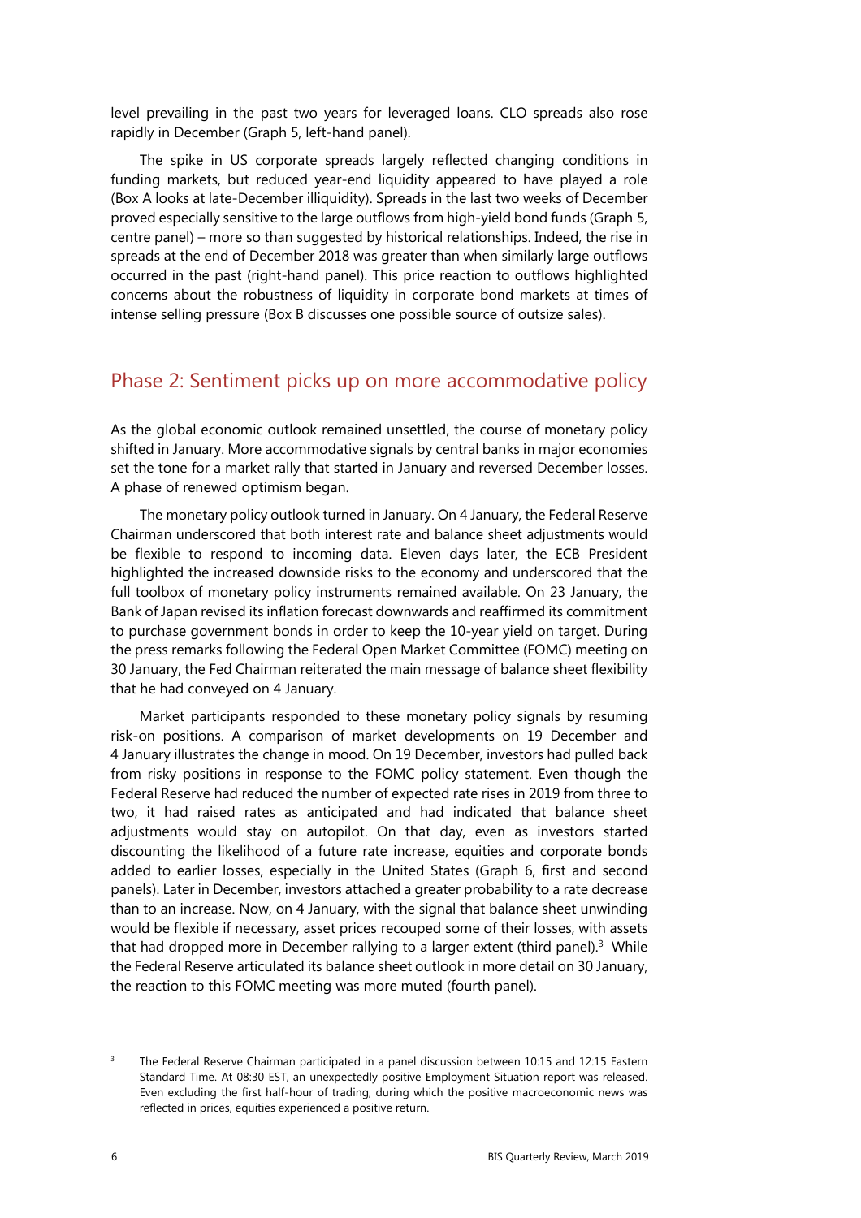level prevailing in the past two years for leveraged loans. CLO spreads also rose rapidly in December (Graph 5, left-hand panel).

The spike in US corporate spreads largely reflected changing conditions in funding markets, but reduced year-end liquidity appeared to have played a role (Box A looks at late-December illiquidity). Spreads in the last two weeks of December proved especially sensitive to the large outflows from high-yield bond funds (Graph 5, centre panel) – more so than suggested by historical relationships. Indeed, the rise in spreads at the end of December 2018 was greater than when similarly large outflows occurred in the past (right-hand panel). This price reaction to outflows highlighted concerns about the robustness of liquidity in corporate bond markets at times of intense selling pressure (Box B discusses one possible source of outsize sales).

## Phase 2: Sentiment picks up on more accommodative policy

As the global economic outlook remained unsettled, the course of monetary policy shifted in January. More accommodative signals by central banks in major economies set the tone for a market rally that started in January and reversed December losses. A phase of renewed optimism began.

The monetary policy outlook turned in January. On 4 January, the Federal Reserve Chairman underscored that both interest rate and balance sheet adjustments would be flexible to respond to incoming data. Eleven days later, the ECB President highlighted the increased downside risks to the economy and underscored that the full toolbox of monetary policy instruments remained available. On 23 January, the Bank of Japan revised its inflation forecast downwards and reaffirmed its commitment to purchase government bonds in order to keep the 10-year yield on target. During the press remarks following the Federal Open Market Committee (FOMC) meeting on 30 January, the Fed Chairman reiterated the main message of balance sheet flexibility that he had conveyed on 4 January.

Market participants responded to these monetary policy signals by resuming risk-on positions. A comparison of market developments on 19 December and 4 January illustrates the change in mood. On 19 December, investors had pulled back from risky positions in response to the FOMC policy statement. Even though the Federal Reserve had reduced the number of expected rate rises in 2019 from three to two, it had raised rates as anticipated and had indicated that balance sheet adjustments would stay on autopilot. On that day, even as investors started discounting the likelihood of a future rate increase, equities and corporate bonds added to earlier losses, especially in the United States (Graph 6, first and second panels). Later in December, investors attached a greater probability to a rate decrease than to an increase. Now, on 4 January, with the signal that balance sheet unwinding would be flexible if necessary, asset prices recouped some of their losses, with assets that had dropped more in December rallying to a larger extent (third panel).[3] While the Federal Reserve articulated its balance sheet outlook in more detail on 30 January, the reaction to this FOMC meeting was more muted (fourth panel).

[3] The Federal Reserve Chairman participated in a panel discussion between 10:15 and 12:15 Eastern Standard Time. At 08:30 EST, an unexpectedly positive Employment Situation report was released. Even excluding the first half-hour of trading, during which the positive macroeconomic news was reflected in prices, equities experienced a positive return.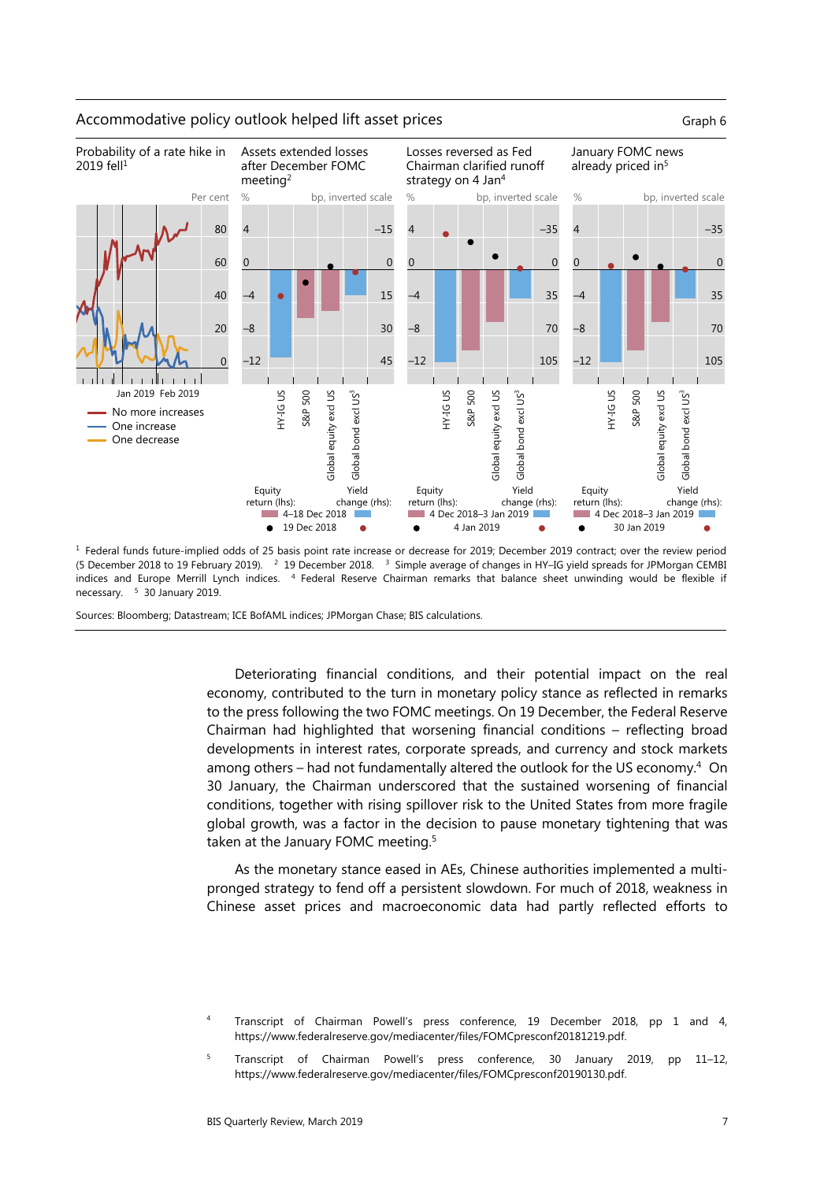Accommodative policy outlook helped lift asset prices

Graph 6

Probability of a rate hike in 2019 fell[1]

Assets extended losses after December FOMC meeting[2]

Losses reversed as Fed Chairman clarified runoff strategy on 4 Jan[4]

January FOMC news already priced in[5]

[1] Federal funds future-implied odds of 25 basis point rate increase or decrease for 2019; December 2019 contract; over the review period (5 December 2018 to 19 February 2019). [2] 19 December 2018. [3] Simple average of changes in HY–IG yield spreads for JPMorgan CEMBI indices and Europe Merrill Lynch indices. [4] Federal Reserve Chairman remarks that balance sheet unwinding would be flexible if necessary. [5] 30 January 2019.

Sources: Bloomberg; Datastream; ICE BofAML indices; JPMorgan Chase; BIS calculations.

Deteriorating financial conditions, and their potential impact on the real economy, contributed to the turn in monetary policy stance as reflected in remarks to the press following the two FOMC meetings. On 19 December, the Federal Reserve Chairman had highlighted that worsening financial conditions – reflecting broad developments in interest rates, corporate spreads, and currency and stock markets among others – had not fundamentally altered the outlook for the US economy.[4] On 30 January, the Chairman underscored that the sustained worsening of financial conditions, together with rising spillover risk to the United States from more fragile global growth, was a factor in the decision to pause monetary tightening that was taken at the January FOMC meeting.[5]

As the monetary stance eased in AEs, Chinese authorities implemented a multi-pronged strategy to fend off a persistent slowdown. For much of 2018, weakness in Chinese asset prices and macroeconomic data had partly reflected efforts to

[4] Transcript of Chairman Powell's press conference, 19 December 2018, pp 1 and 4, https://www.federalreserve.gov/mediacenter/files/FOMCpresconf20181219.pdf.

[5] Transcript of Chairman Powell's press conference, 30 January 2019, pp 11–12, https://www.federalreserve.gov/mediacenter/files/FOMCpresconf20190130.pdf.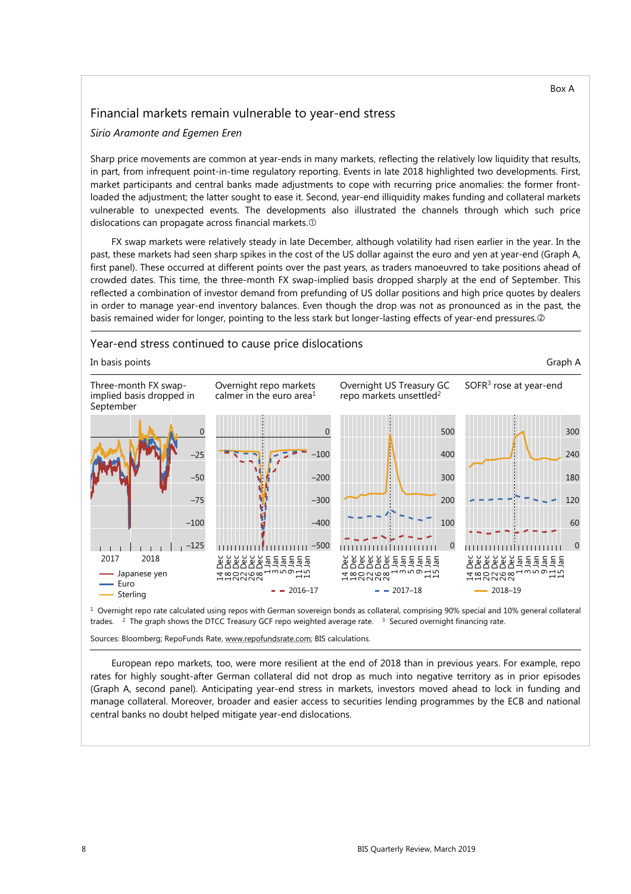Box A

## Financial markets remain vulnerable to year-end stress

*Sirio Aramonte and Egemen Eren*

Sharp price movements are common at year-ends in many markets, reflecting the relatively low liquidity that results, in part, from infrequent point-in-time regulatory reporting. Events in late 2018 highlighted two developments. First, market participants and central banks made adjustments to cope with recurring price anomalies: the former front-loaded the adjustment; the latter sought to ease it. Second, year-end illiquidity makes funding and collateral markets vulnerable to unexpected events. The developments also illustrated the channels through which such price dislocations can propagate across financial markets.①

FX swap markets were relatively steady in late December, although volatility had risen earlier in the year. In the past, these markets had seen sharp spikes in the cost of the US dollar against the euro and yen at year-end (Graph A, first panel). These occurred at different points over the past years, as traders manoeuvred to take positions ahead of crowded dates. This time, the three-month FX swap-implied basis dropped sharply at the end of September. This reflected a combination of investor demand from prefunding of US dollar positions and high price quotes by dealers in order to manage year-end inventory balances. Even though the drop was not as pronounced as in the past, the basis remained wider for longer, pointing to the less stark but longer-lasting effects of year-end pressures.②

### Year-end stress continued to cause price dislocations

In basis points — Graph A

Panels: Three-month FX swap-implied basis dropped in September (Japanese yen, Euro, Sterling; 2017–2018); Overnight repo markets calmer in the euro area[1] (2016–17); Overnight US Treasury GC repo markets unsettled[2] (2017–18); SOFR[3] rose at year-end (2018–19)

[1] Overnight repo rate calculated using repos with German sovereign bonds as collateral, comprising 90% special and 10% general collateral trades. [2] The graph shows the DTCC Treasury GCF repo weighted average rate. [3] Secured overnight financing rate.

Sources: Bloomberg; RepoFunds Rate, www.repofundsrate.com; BIS calculations.

European repo markets, too, were more resilient at the end of 2018 than in previous years. For example, repo rates for highly sought-after German collateral did not drop as much into negative territory as in prior episodes (Graph A, second panel). Anticipating year-end stress in markets, investors moved ahead to lock in funding and manage collateral. Moreover, broader and easier access to securities lending programmes by the ECB and national central banks no doubt helped mitigate year-end dislocations.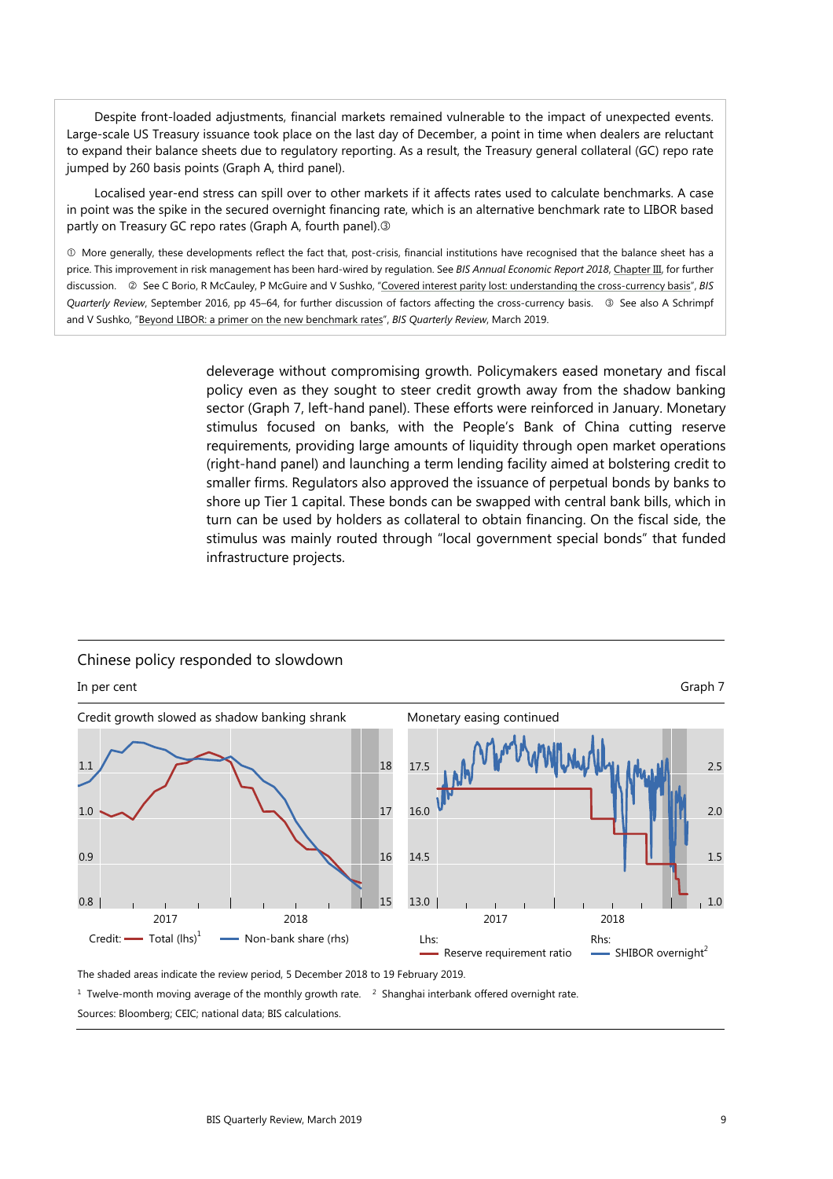Despite front-loaded adjustments, financial markets remained vulnerable to the impact of unexpected events. Large-scale US Treasury issuance took place on the last day of December, a point in time when dealers are reluctant to expand their balance sheets due to regulatory reporting. As a result, the Treasury general collateral (GC) repo rate jumped by 260 basis points (Graph A, third panel).

Localised year-end stress can spill over to other markets if it affects rates used to calculate benchmarks. A case in point was the spike in the secured overnight financing rate, which is an alternative benchmark rate to LIBOR based partly on Treasury GC repo rates (Graph A, fourth panel).③

① More generally, these developments reflect the fact that, post-crisis, financial institutions have recognised that the balance sheet has a price. This improvement in risk management has been hard-wired by regulation. See *BIS Annual Economic Report 2018*, Chapter III, for further discussion. ② See C Borio, R McCauley, P McGuire and V Sushko, "Covered interest parity lost: understanding the cross-currency basis", *BIS Quarterly Review*, September 2016, pp 45–64, for further discussion of factors affecting the cross-currency basis. ③ See also A Schrimpf and V Sushko, "Beyond LIBOR: a primer on the new benchmark rates", *BIS Quarterly Review*, March 2019.

deleverage without compromising growth. Policymakers eased monetary and fiscal policy even as they sought to steer credit growth away from the shadow banking sector (Graph 7, left-hand panel). These efforts were reinforced in January. Monetary stimulus focused on banks, with the People's Bank of China cutting reserve requirements, providing large amounts of liquidity through open market operations (right-hand panel) and launching a term lending facility aimed at bolstering credit to smaller firms. Regulators also approved the issuance of perpetual bonds by banks to shore up Tier 1 capital. These bonds can be swapped with central bank bills, which in turn can be used by holders as collateral to obtain financing. On the fiscal side, the stimulus was mainly routed through "local government special bonds" that funded infrastructure projects.

## Chinese policy responded to slowdown

In per cent — Graph 7

Credit growth slowed as shadow banking shrank

Credit: Total (lhs)[1] — Non-bank share (rhs)

Monetary easing continued

Lhs: Reserve requirement ratio — Rhs: SHIBOR overnight[2]

The shaded areas indicate the review period, 5 December 2018 to 19 February 2019.

[1] Twelve-month moving average of the monthly growth rate. [2] Shanghai interbank offered overnight rate.

Sources: Bloomberg; CEIC; national data; BIS calculations.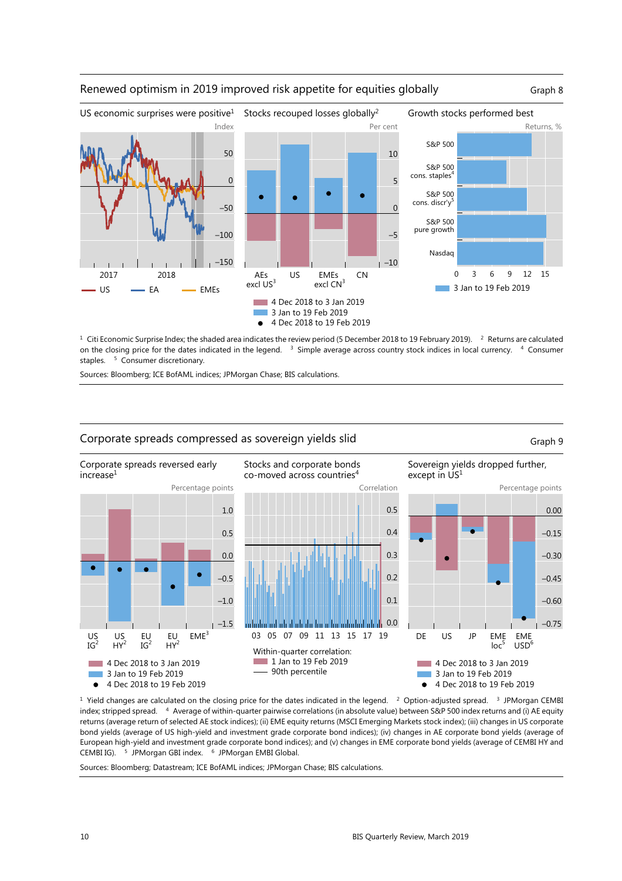## Renewed optimism in 2019 improved risk appetite for equities globally

Graph 8

US economic surprises were positive[1]

Stocks recouped losses globally[2]

Growth stocks performed best

[1] Citi Economic Surprise Index; the shaded area indicates the review period (5 December 2018 to 19 February 2019). [2] Returns are calculated on the closing price for the dates indicated in the legend. [3] Simple average across country stock indices in local currency. [4] Consumer staples. [5] Consumer discretionary.

Sources: Bloomberg; ICE BofAML indices; JPMorgan Chase; BIS calculations.

## Corporate spreads compressed as sovereign yields slid

Graph 9

Corporate spreads reversed early increase[1]

Stocks and corporate bonds co-moved across countries[4]

Sovereign yields dropped further, except in US[1]

[1] Yield changes are calculated on the closing price for the dates indicated in the legend. [2] Option-adjusted spread. [3] JPMorgan CEMBI index; stripped spread. [4] Average of within-quarter pairwise correlations (in absolute value) between S&P 500 index returns and (i) AE equity returns (average return of selected AE stock indices); (ii) EME equity returns (MSCI Emerging Markets stock index); (iii) changes in US corporate bond yields (average of US high-yield and investment grade corporate bond indices); (iv) changes in AE corporate bond yields (average of European high-yield and investment grade corporate bond indices); and (v) changes in EME corporate bond yields (average of CEMBI HY and CEMBI IG). [5] JPMorgan GBI index. [6] JPMorgan EMBI Global.

Sources: Bloomberg; Datastream; ICE BofAML indices; JPMorgan Chase; BIS calculations.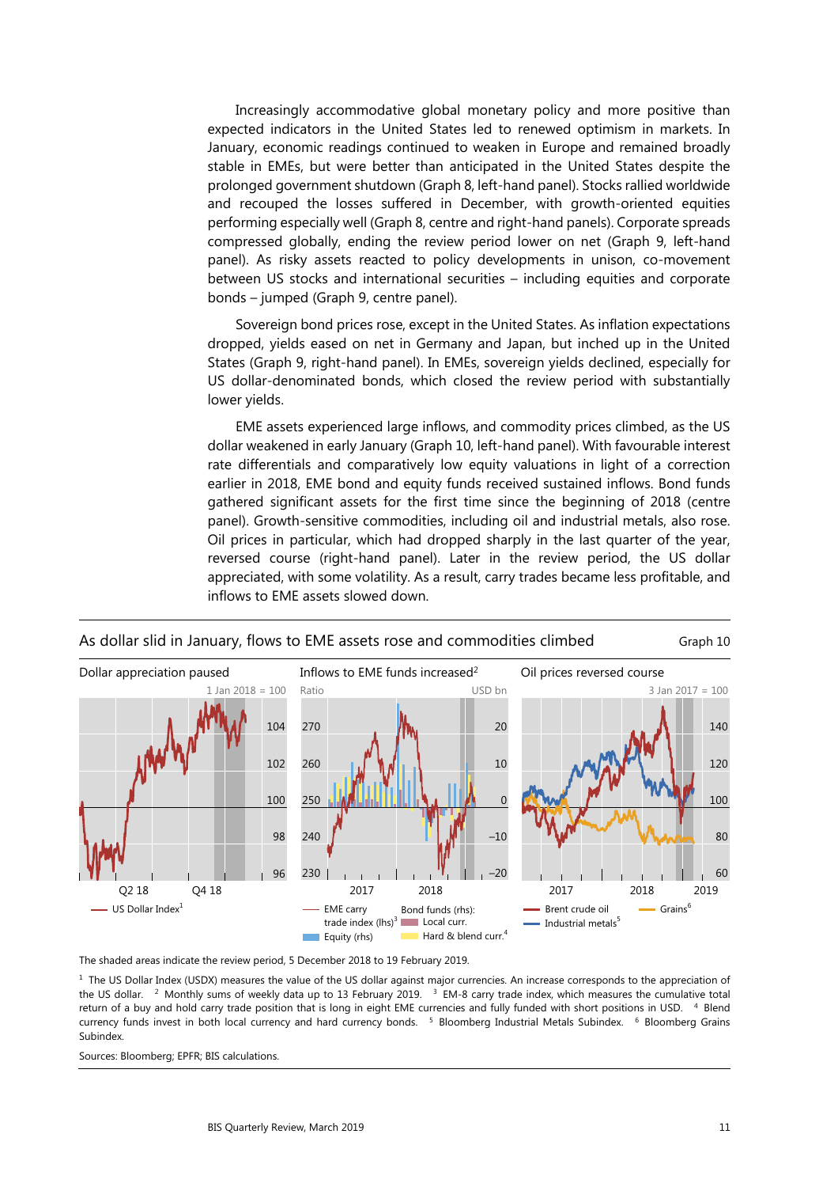Increasingly accommodative global monetary policy and more positive than expected indicators in the United States led to renewed optimism in markets. In January, economic readings continued to weaken in Europe and remained broadly stable in EMEs, but were better than anticipated in the United States despite the prolonged government shutdown (Graph 8, left-hand panel). Stocks rallied worldwide and recouped the losses suffered in December, with growth-oriented equities performing especially well (Graph 8, centre and right-hand panels). Corporate spreads compressed globally, ending the review period lower on net (Graph 9, left-hand panel). As risky assets reacted to policy developments in unison, co-movement between US stocks and international securities – including equities and corporate bonds – jumped (Graph 9, centre panel).

Sovereign bond prices rose, except in the United States. As inflation expectations dropped, yields eased on net in Germany and Japan, but inched up in the United States (Graph 9, right-hand panel). In EMEs, sovereign yields declined, especially for US dollar-denominated bonds, which closed the review period with substantially lower yields.

EME assets experienced large inflows, and commodity prices climbed, as the US dollar weakened in early January (Graph 10, left-hand panel). With favourable interest rate differentials and comparatively low equity valuations in light of a correction earlier in 2018, EME bond and equity funds received sustained inflows. Bond funds gathered significant assets for the first time since the beginning of 2018 (centre panel). Growth-sensitive commodities, including oil and industrial metals, also rose. Oil prices in particular, which had dropped sharply in the last quarter of the year, reversed course (right-hand panel). Later in the review period, the US dollar appreciated, with some volatility. As a result, carry trades became less profitable, and inflows to EME assets slowed down.

**As dollar slid in January, flows to EME assets rose and commodities climbed** — Graph 10

Dollar appreciation paused | Inflows to EME funds increased[2] | Oil prices reversed course

The shaded areas indicate the review period, 5 December 2018 to 19 February 2019.

[1] The US Dollar Index (USDX) measures the value of the US dollar against major currencies. An increase corresponds to the appreciation of the US dollar. [2] Monthly sums of weekly data up to 13 February 2019. [3] EM-8 carry trade index, which measures the cumulative total return of a buy and hold carry trade position that is long in eight EME currencies and fully funded with short positions in USD. [4] Blend currency funds invest in both local currency and hard currency bonds. [5] Bloomberg Industrial Metals Subindex. [6] Bloomberg Grains Subindex.

Sources: Bloomberg; EPFR; BIS calculations.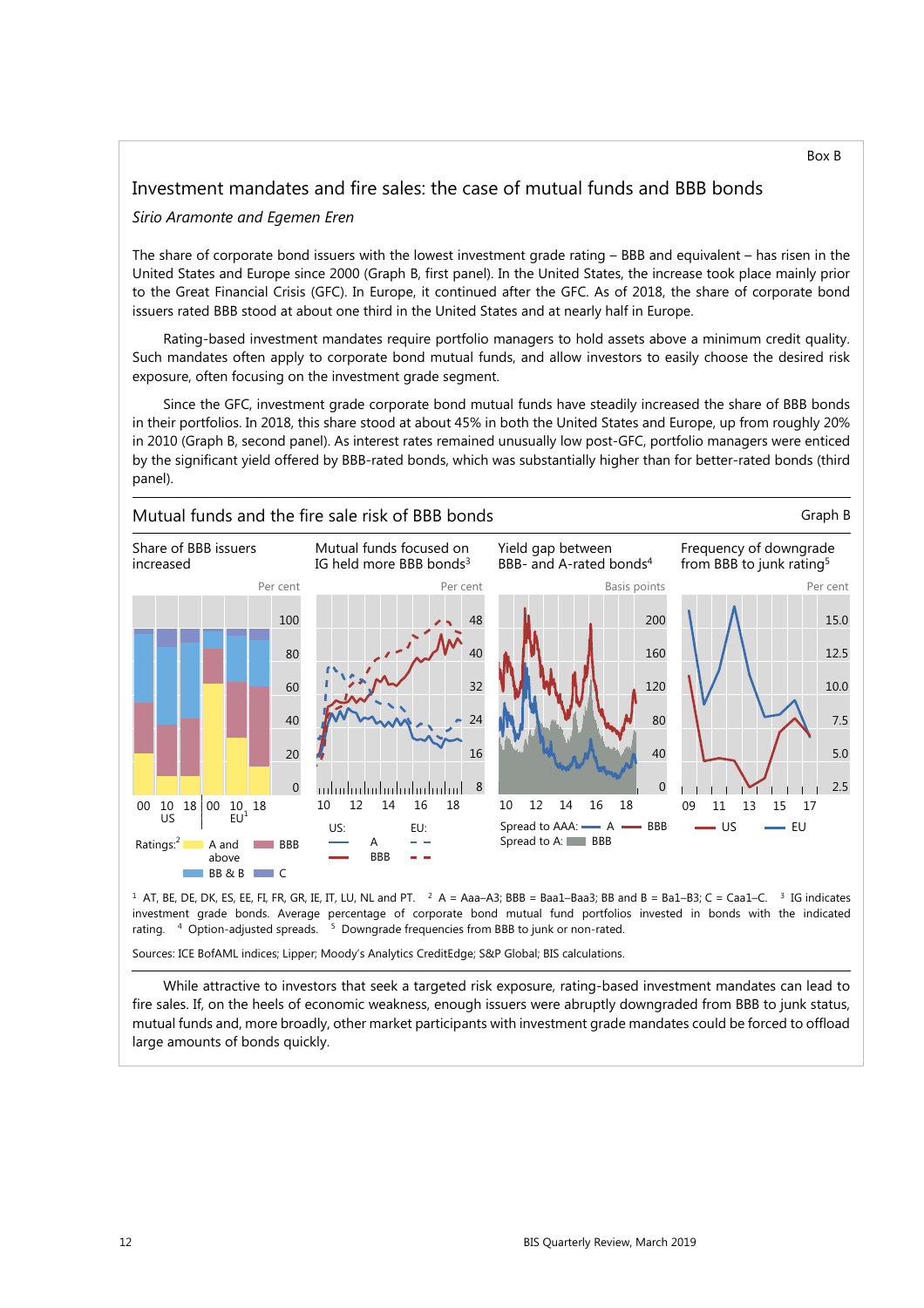Box B

## Investment mandates and fire sales: the case of mutual funds and BBB bonds

*Sirio Aramonte and Egemen Eren*

The share of corporate bond issuers with the lowest investment grade rating – BBB and equivalent – has risen in the United States and Europe since 2000 (Graph B, first panel). In the United States, the increase took place mainly prior to the Great Financial Crisis (GFC). In Europe, it continued after the GFC. As of 2018, the share of corporate bond issuers rated BBB stood at about one third in the United States and at nearly half in Europe.

Rating-based investment mandates require portfolio managers to hold assets above a minimum credit quality. Such mandates often apply to corporate bond mutual funds, and allow investors to easily choose the desired risk exposure, often focusing on the investment grade segment.

Since the GFC, investment grade corporate bond mutual funds have steadily increased the share of BBB bonds in their portfolios. In 2018, this share stood at about 45% in both the United States and Europe, up from roughly 20% in 2010 (Graph B, second panel). As interest rates remained unusually low post-GFC, portfolio managers were enticed by the significant yield offered by BBB-rated bonds, which was substantially higher than for better-rated bonds (third panel).

### Mutual funds and the fire sale risk of BBB bonds

Graph B

Share of BBB issuers increased — Per cent

Mutual funds focused on IG held more BBB bonds[3] — Per cent

Yield gap between BBB- and A-rated bonds[4] — Basis points

Frequency of downgrade from BBB to junk rating[5] — Per cent

Ratings:[2] A and above; BBB; BB & B; C

US: A; BBB — EU: A; BBB

Spread to AAA: A; BBB — Spread to A: BBB

US; EU

[1] AT, BE, DE, DK, ES, EE, FI, FR, GR, IE, IT, LU, NL and PT. [2] A = Aaa–A3; BBB = Baa1–Baa3; BB and B = Ba1–B3; C = Caa1–C. [3] IG indicates investment grade bonds. Average percentage of corporate bond mutual fund portfolios invested in bonds with the indicated rating. [4] Option-adjusted spreads. [5] Downgrade frequencies from BBB to junk or non-rated.

Sources: ICE BofAML indices; Lipper; Moody's Analytics CreditEdge; S&P Global; BIS calculations.

While attractive to investors that seek a targeted risk exposure, rating-based investment mandates can lead to fire sales. If, on the heels of economic weakness, enough issuers were abruptly downgraded from BBB to junk status, mutual funds and, more broadly, other market participants with investment grade mandates could be forced to offload large amounts of bonds quickly.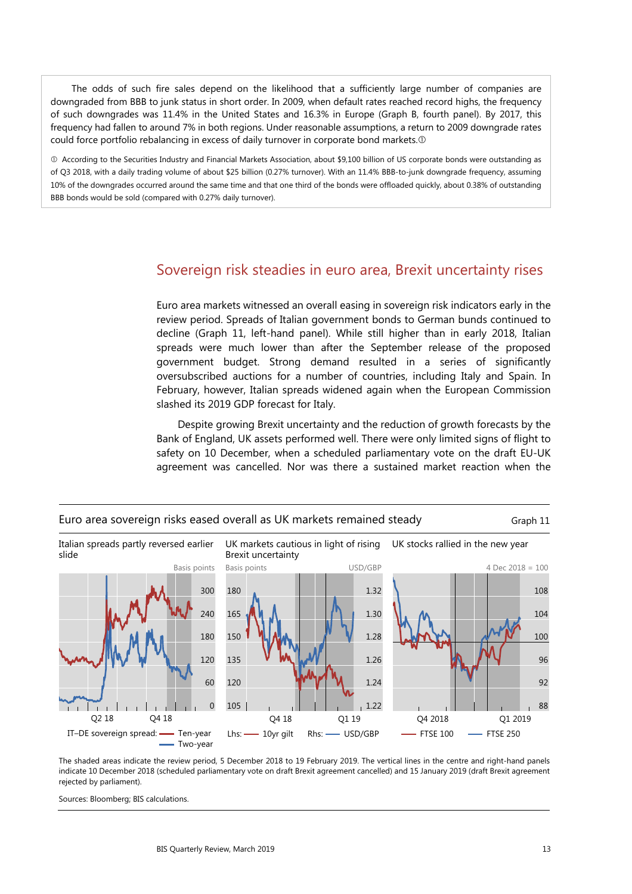The odds of such fire sales depend on the likelihood that a sufficiently large number of companies are downgraded from BBB to junk status in short order. In 2009, when default rates reached record highs, the frequency of such downgrades was 11.4% in the United States and 16.3% in Europe (Graph B, fourth panel). By 2017, this frequency had fallen to around 7% in both regions. Under reasonable assumptions, a return to 2009 downgrade rates could force portfolio rebalancing in excess of daily turnover in corporate bond markets.①

① According to the Securities Industry and Financial Markets Association, about $9,100 billion of US corporate bonds were outstanding as of Q3 2018, with a daily trading volume of about $25 billion (0.27% turnover). With an 11.4% BBB-to-junk downgrade frequency, assuming 10% of the downgrades occurred around the same time and that one third of the bonds were offloaded quickly, about 0.38% of outstanding BBB bonds would be sold (compared with 0.27% daily turnover).

## Sovereign risk steadies in euro area, Brexit uncertainty rises

Euro area markets witnessed an overall easing in sovereign risk indicators early in the review period. Spreads of Italian government bonds to German bunds continued to decline (Graph 11, left-hand panel). While still higher than in early 2018, Italian spreads were much lower than after the September release of the proposed government budget. Strong demand resulted in a series of significantly oversubscribed auctions for a number of countries, including Italy and Spain. In February, however, Italian spreads widened again when the European Commission slashed its 2019 GDP forecast for Italy.

Despite growing Brexit uncertainty and the reduction of growth forecasts by the Bank of England, UK assets performed well. There were only limited signs of flight to safety on 10 December, when a scheduled parliamentary vote on the draft EU-UK agreement was cancelled. Nor was there a sustained market reaction when the

**Euro area sovereign risks eased overall as UK markets remained steady** — Graph 11

Italian spreads partly reversed earlier slide | UK markets cautious in light of rising Brexit uncertainty | UK stocks rallied in the new year

IT–DE sovereign spread: Ten-year; Two-year (Basis points). Lhs: 10yr gilt (Basis points); Rhs: USD/GBP. FTSE 100; FTSE 250 (4 Dec 2018 = 100).

The shaded areas indicate the review period, 5 December 2018 to 19 February 2019. The vertical lines in the centre and right-hand panels indicate 10 December 2018 (scheduled parliamentary vote on draft Brexit agreement cancelled) and 15 January 2019 (draft Brexit agreement rejected by parliament).

Sources: Bloomberg; BIS calculations.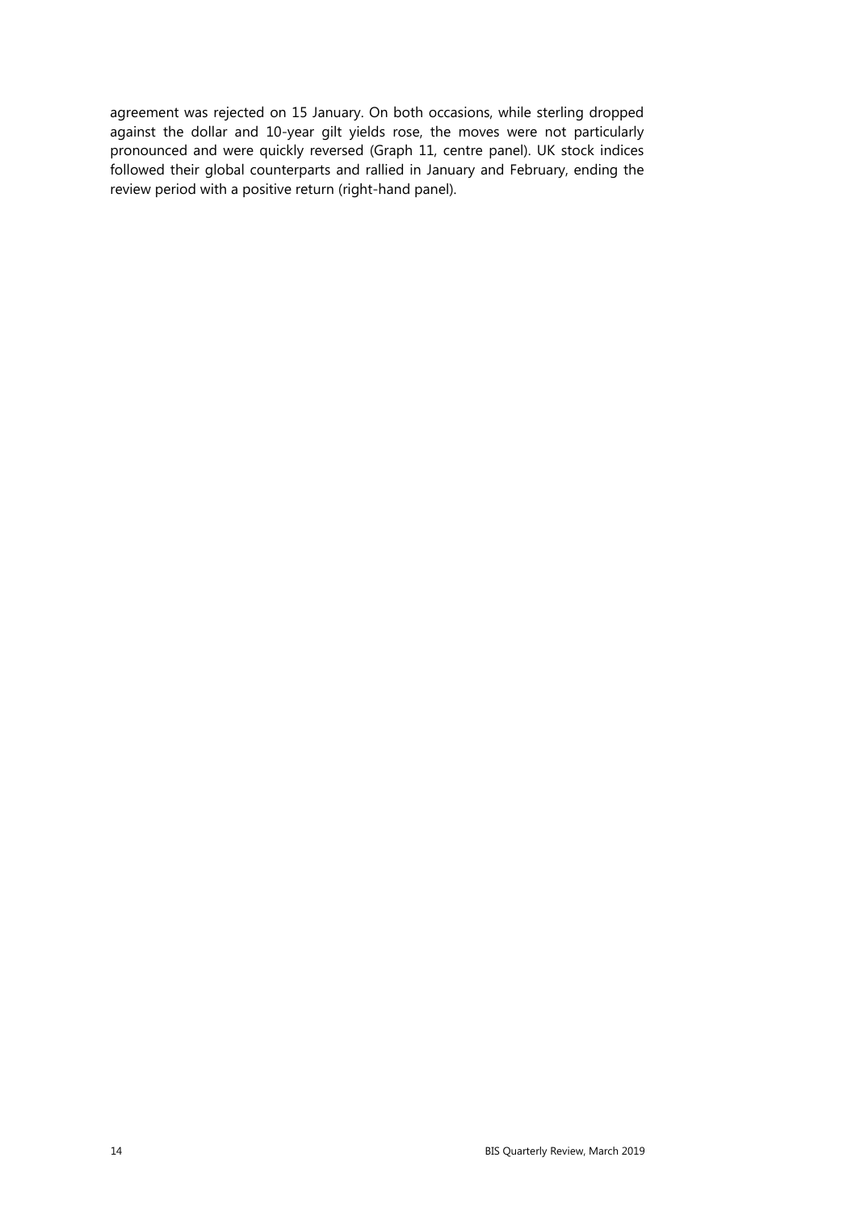agreement was rejected on 15 January. On both occasions, while sterling dropped against the dollar and 10-year gilt yields rose, the moves were not particularly pronounced and were quickly reversed (Graph 11, centre panel). UK stock indices followed their global counterparts and rallied in January and February, ending the review period with a positive return (right-hand panel).